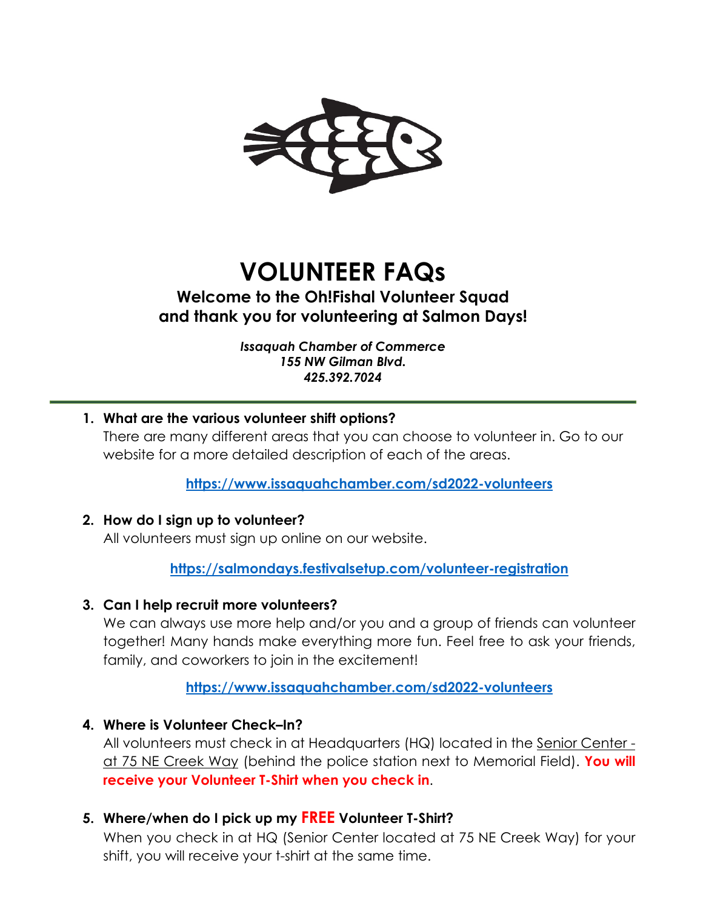# VOLUNTEER FAQs

## Welcome to the Oh!Fishal Volunteer Squad and thank you for volunteering at Salmon Days!

***Issaquah Chamber of Commerce***
***155 NW Gilman Blvd.***
***425.392.7024***

---

1. **What are the various volunteer shift options?**
   There are many different areas that you can choose to volunteer in. Go to our website for a more detailed description of each of the areas.

   **https://www.issaquahchamber.com/sd2022-volunteers**

2. **How do I sign up to volunteer?**
   All volunteers must sign up online on our website.

   **https://salmondays.festivalsetup.com/volunteer-registration**

3. **Can I help recruit more volunteers?**
   We can always use more help and/or you and a group of friends can volunteer together! Many hands make everything more fun. Feel free to ask your friends, family, and coworkers to join in the excitement!

   **https://www.issaquahchamber.com/sd2022-volunteers**

4. **Where is Volunteer Check–In?**
   All volunteers must check in at Headquarters (HQ) located in the Senior Center - at 75 NE Creek Way (behind the police station next to Memorial Field). **You will receive your Volunteer T-Shirt when you check in**.

5. **Where/when do I pick up my FREE Volunteer T-Shirt?**
   When you check in at HQ (Senior Center located at 75 NE Creek Way) for your shift, you will receive your t-shirt at the same time.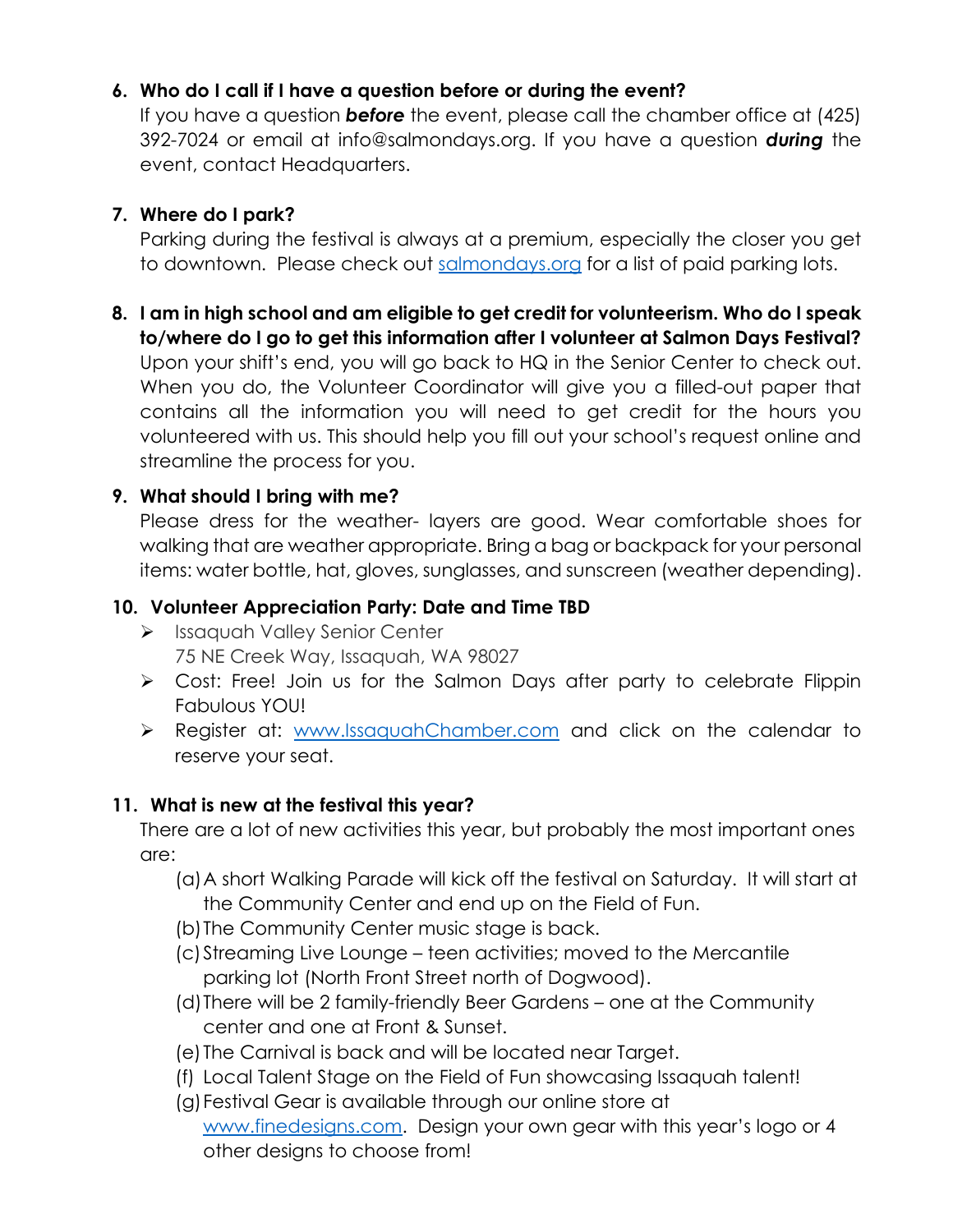6. **Who do I call if I have a question before or during the event?**
   If you have a question ***before*** the event, please call the chamber office at (425) 392-7024 or email at info@salmondays.org. If you have a question ***during*** the event, contact Headquarters.

7. **Where do I park?**
   Parking during the festival is always at a premium, especially the closer you get to downtown. Please check out [salmondays.org](salmondays.org) for a list of paid parking lots.

8. **I am in high school and am eligible to get credit for volunteerism. Who do I speak to/where do I go to get this information after I volunteer at Salmon Days Festival?**
   Upon your shift's end, you will go back to HQ in the Senior Center to check out. When you do, the Volunteer Coordinator will give you a filled-out paper that contains all the information you will need to get credit for the hours you volunteered with us. This should help you fill out your school's request online and streamline the process for you.

9. **What should I bring with me?**
   Please dress for the weather- layers are good. Wear comfortable shoes for walking that are weather appropriate. Bring a bag or backpack for your personal items: water bottle, hat, gloves, sunglasses, and sunscreen (weather depending).

10. **Volunteer Appreciation Party: Date and Time TBD**
    - Issaquah Valley Senior Center
      75 NE Creek Way, Issaquah, WA 98027
    - Cost: Free! Join us for the Salmon Days after party to celebrate Flippin Fabulous YOU!
    - Register at: [www.IssaquahChamber.com](www.IssaquahChamber.com) and click on the calendar to reserve your seat.

11. **What is new at the festival this year?**
    There are a lot of new activities this year, but probably the most important ones are:
    (a) A short Walking Parade will kick off the festival on Saturday. It will start at the Community Center and end up on the Field of Fun.
    (b) The Community Center music stage is back.
    (c) Streaming Live Lounge – teen activities; moved to the Mercantile parking lot (North Front Street north of Dogwood).
    (d) There will be 2 family-friendly Beer Gardens – one at the Community center and one at Front & Sunset.
    (e) The Carnival is back and will be located near Target.
    (f) Local Talent Stage on the Field of Fun showcasing Issaquah talent!
    (g) Festival Gear is available through our online store at [www.finedesigns.com](www.finedesigns.com). Design your own gear with this year's logo or 4 other designs to choose from!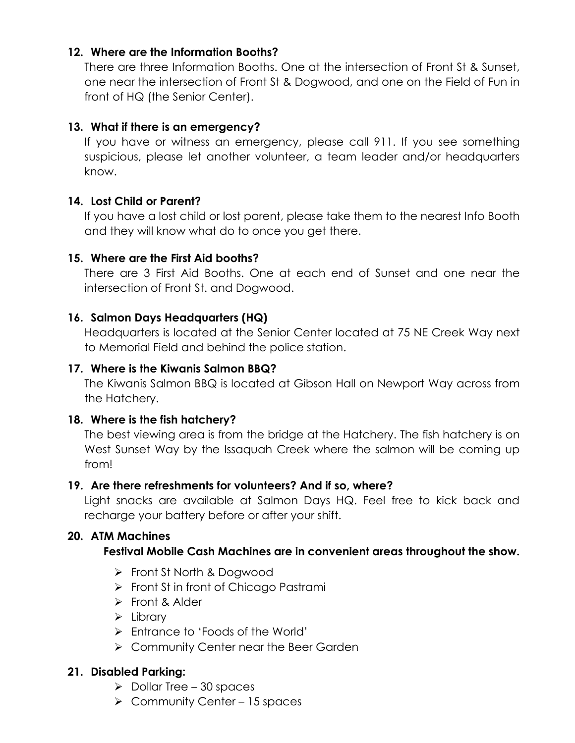**12. Where are the Information Booths?**

There are three Information Booths. One at the intersection of Front St & Sunset, one near the intersection of Front St & Dogwood, and one on the Field of Fun in front of HQ (the Senior Center).

**13. What if there is an emergency?**

If you have or witness an emergency, please call 911. If you see something suspicious, please let another volunteer, a team leader and/or headquarters know.

**14. Lost Child or Parent?**

If you have a lost child or lost parent, please take them to the nearest Info Booth and they will know what do to once you get there.

**15. Where are the First Aid booths?**

There are 3 First Aid Booths. One at each end of Sunset and one near the intersection of Front St. and Dogwood.

**16. Salmon Days Headquarters (HQ)**

Headquarters is located at the Senior Center located at 75 NE Creek Way next to Memorial Field and behind the police station.

**17. Where is the Kiwanis Salmon BBQ?**

The Kiwanis Salmon BBQ is located at Gibson Hall on Newport Way across from the Hatchery.

**18. Where is the fish hatchery?**

The best viewing area is from the bridge at the Hatchery. The fish hatchery is on West Sunset Way by the Issaquah Creek where the salmon will be coming up from!

**19. Are there refreshments for volunteers? And if so, where?**

Light snacks are available at Salmon Days HQ. Feel free to kick back and recharge your battery before or after your shift.

**20. ATM Machines**

**Festival Mobile Cash Machines are in convenient areas throughout the show.**

- Front St North & Dogwood
- Front St in front of Chicago Pastrami
- Front & Alder
- Library
- Entrance to 'Foods of the World'
- Community Center near the Beer Garden

**21. Disabled Parking:**

- Dollar Tree – 30 spaces
- Community Center – 15 spaces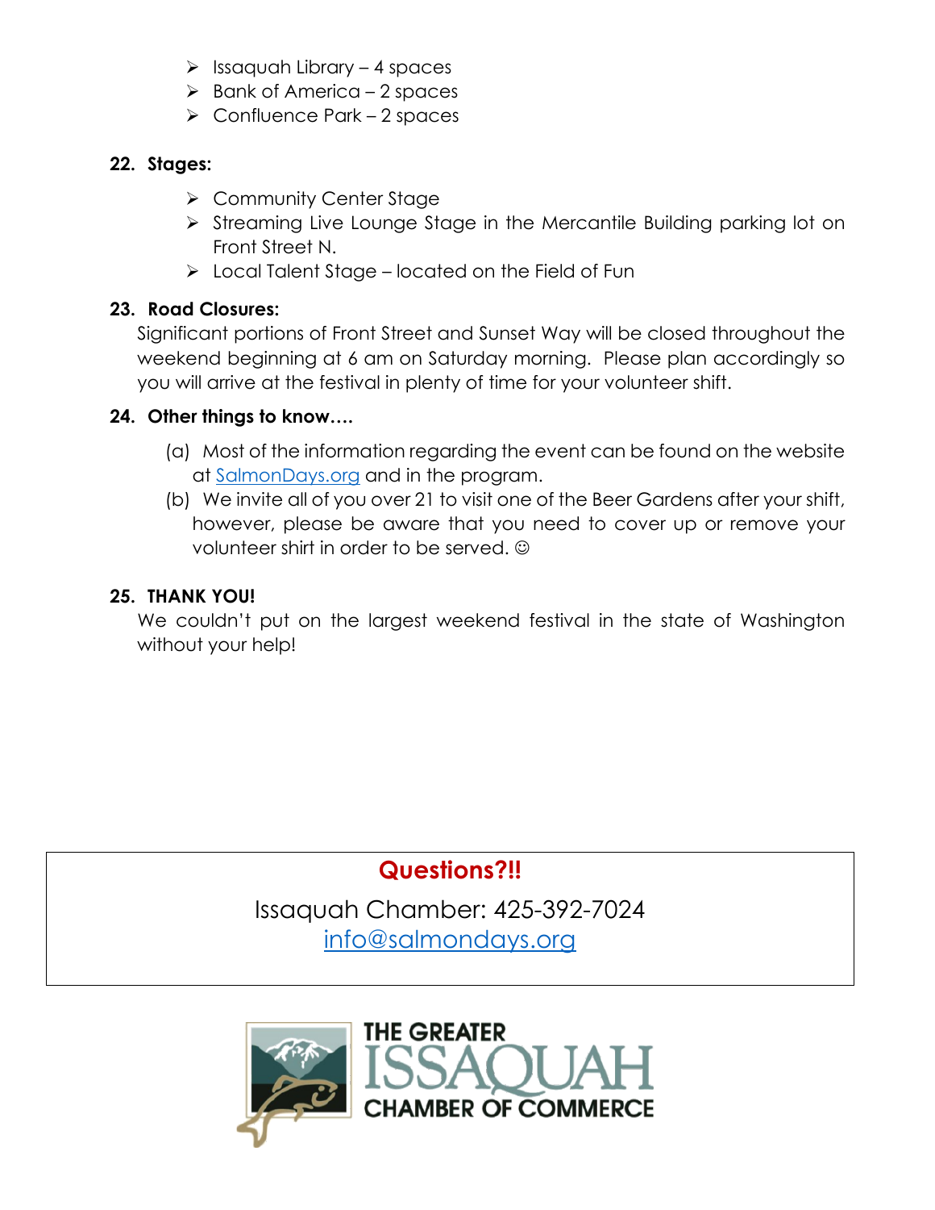- Issaquah Library – 4 spaces
- Bank of America – 2 spaces
- Confluence Park – 2 spaces

**22. Stages:**

- Community Center Stage
- Streaming Live Lounge Stage in the Mercantile Building parking lot on Front Street N.
- Local Talent Stage – located on the Field of Fun

**23. Road Closures:**

Significant portions of Front Street and Sunset Way will be closed throughout the weekend beginning at 6 am on Saturday morning. Please plan accordingly so you will arrive at the festival in plenty of time for your volunteer shift.

**24. Other things to know….**

(a) Most of the information regarding the event can be found on the website at [SalmonDays.org](http://SalmonDays.org) and in the program.

(b) We invite all of you over 21 to visit one of the Beer Gardens after your shift, however, please be aware that you need to cover up or remove your volunteer shirt in order to be served. ☺

**25. THANK YOU!**

We couldn't put on the largest weekend festival in the state of Washington without your help!

**Questions?!!**

Issaquah Chamber: 425-392-7024

[info@salmondays.org](mailto:info@salmondays.org)

THE GREATER ISSAQUAH CHAMBER OF COMMERCE